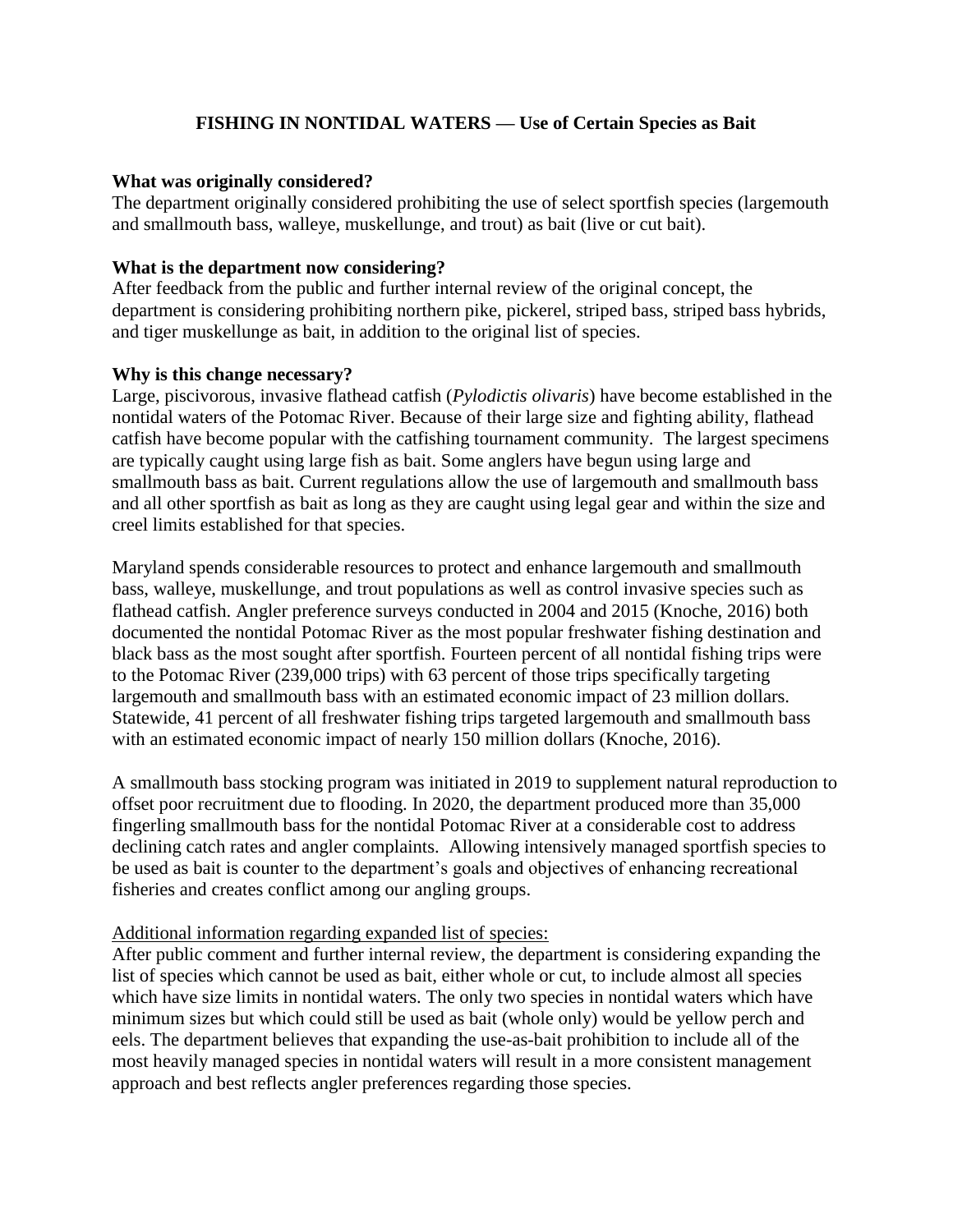# FISHING IN NONTIDAL WATERS — Use of Certain Species as Bait

**What was originally considered?**

The department originally considered prohibiting the use of select sportfish species (largemouth and smallmouth bass, walleye, muskellunge, and trout) as bait (live or cut bait).

**What is the department now considering?**

After feedback from the public and further internal review of the original concept, the department is considering prohibiting northern pike, pickerel, striped bass, striped bass hybrids, and tiger muskellunge as bait, in addition to the original list of species.

**Why is this change necessary?**

Large, piscivorous, invasive flathead catfish (*Pylodictis olivaris*) have become established in the nontidal waters of the Potomac River. Because of their large size and fighting ability, flathead catfish have become popular with the catfishing tournament community. The largest specimens are typically caught using large fish as bait. Some anglers have begun using large and smallmouth bass as bait. Current regulations allow the use of largemouth and smallmouth bass and all other sportfish as bait as long as they are caught using legal gear and within the size and creel limits established for that species.

Maryland spends considerable resources to protect and enhance largemouth and smallmouth bass, walleye, muskellunge, and trout populations as well as control invasive species such as flathead catfish. Angler preference surveys conducted in 2004 and 2015 (Knoche, 2016) both documented the nontidal Potomac River as the most popular freshwater fishing destination and black bass as the most sought after sportfish. Fourteen percent of all nontidal fishing trips were to the Potomac River (239,000 trips) with 63 percent of those trips specifically targeting largemouth and smallmouth bass with an estimated economic impact of 23 million dollars. Statewide, 41 percent of all freshwater fishing trips targeted largemouth and smallmouth bass with an estimated economic impact of nearly 150 million dollars (Knoche, 2016).

A smallmouth bass stocking program was initiated in 2019 to supplement natural reproduction to offset poor recruitment due to flooding. In 2020, the department produced more than 35,000 fingerling smallmouth bass for the nontidal Potomac River at a considerable cost to address declining catch rates and angler complaints. Allowing intensively managed sportfish species to be used as bait is counter to the department's goals and objectives of enhancing recreational fisheries and creates conflict among our angling groups.

Additional information regarding expanded list of species:

After public comment and further internal review, the department is considering expanding the list of species which cannot be used as bait, either whole or cut, to include almost all species which have size limits in nontidal waters. The only two species in nontidal waters which have minimum sizes but which could still be used as bait (whole only) would be yellow perch and eels. The department believes that expanding the use-as-bait prohibition to include all of the most heavily managed species in nontidal waters will result in a more consistent management approach and best reflects angler preferences regarding those species.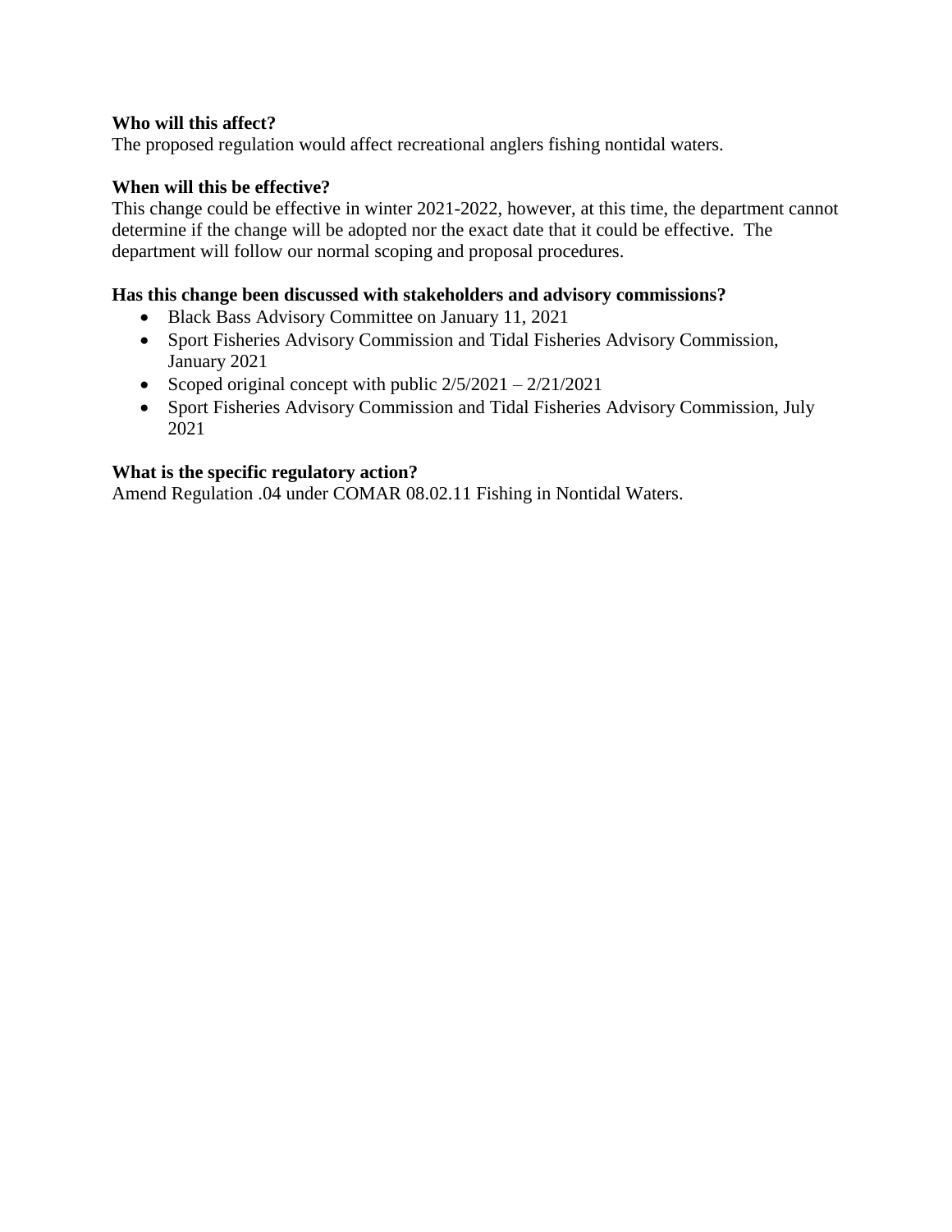**Who will this affect?**

The proposed regulation would affect recreational anglers fishing nontidal waters.

**When will this be effective?**

This change could be effective in winter 2021-2022, however, at this time, the department cannot determine if the change will be adopted nor the exact date that it could be effective. The department will follow our normal scoping and proposal procedures.

**Has this change been discussed with stakeholders and advisory commissions?**

- Black Bass Advisory Committee on January 11, 2021
- Sport Fisheries Advisory Commission and Tidal Fisheries Advisory Commission, January 2021
- Scoped original concept with public 2/5/2021 – 2/21/2021
- Sport Fisheries Advisory Commission and Tidal Fisheries Advisory Commission, July 2021

**What is the specific regulatory action?**

Amend Regulation .04 under COMAR 08.02.11 Fishing in Nontidal Waters.